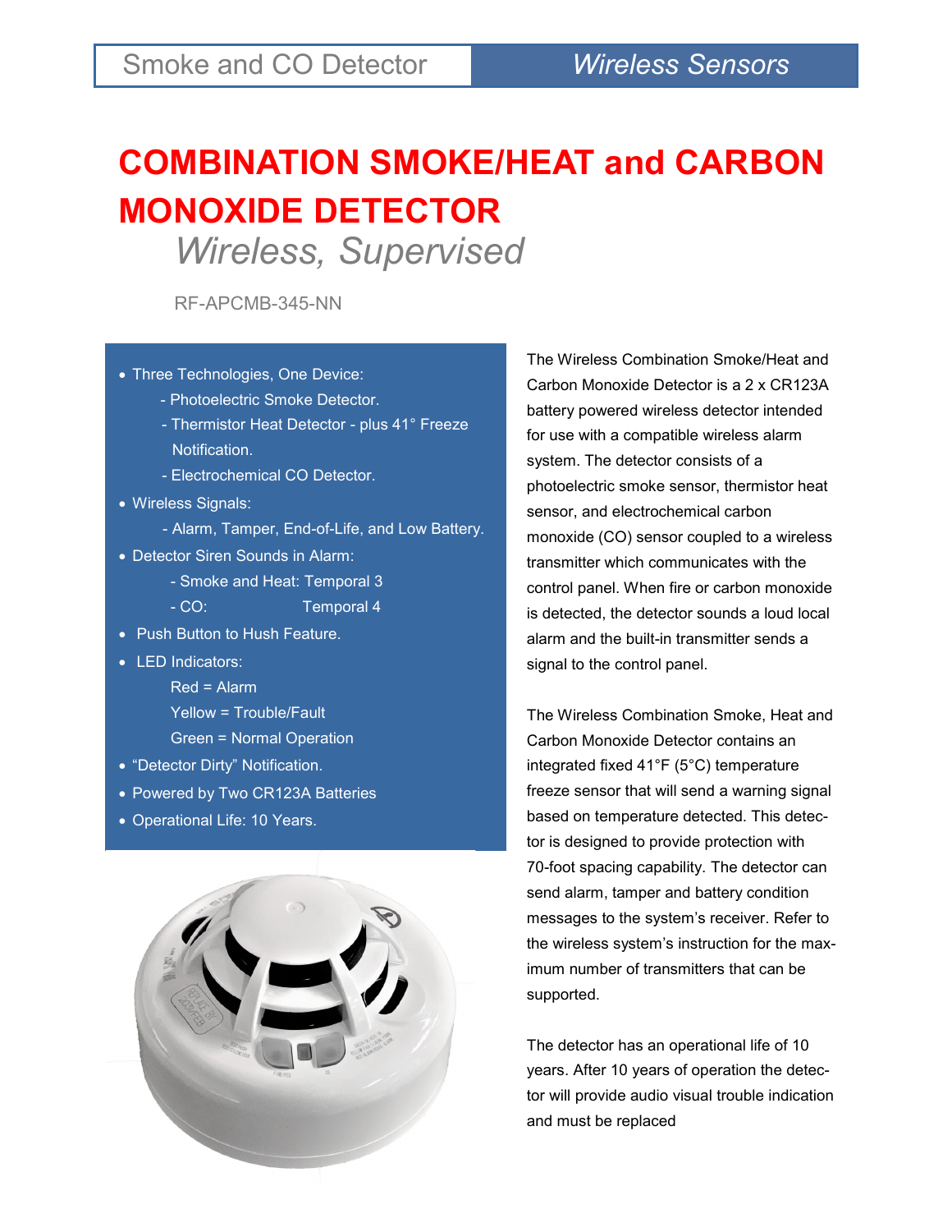Smoke and CO Detector | *Wireless Sensors*

# COMBINATION SMOKE/HEAT and CARBON MONOXIDE DETECTOR

*Wireless, Supervised*

RF-APCMB-345-NN

- Three Technologies, One Device:
  - Photoelectric Smoke Detector.
  - Thermistor Heat Detector - plus 41° Freeze Notification.
  - Electrochemical CO Detector.
- Wireless Signals:
  - Alarm, Tamper, End-of-Life, and Low Battery.
- Detector Siren Sounds in Alarm:
  - Smoke and Heat: Temporal 3
  - CO: Temporal 4
- Push Button to Hush Feature.
- LED Indicators:
  - Red = Alarm
  - Yellow = Trouble/Fault
  - Green = Normal Operation
- "Detector Dirty" Notification.
- Powered by Two CR123A Batteries
- Operational Life: 10 Years.

The Wireless Combination Smoke/Heat and Carbon Monoxide Detector is a 2 x CR123A battery powered wireless detector intended for use with a compatible wireless alarm system. The detector consists of a photoelectric smoke sensor, thermistor heat sensor, and electrochemical carbon monoxide (CO) sensor coupled to a wireless transmitter which communicates with the control panel. When fire or carbon monoxide is detected, the detector sounds a loud local alarm and the built-in transmitter sends a signal to the control panel.

The Wireless Combination Smoke, Heat and Carbon Monoxide Detector contains an integrated fixed 41°F (5°C) temperature freeze sensor that will send a warning signal based on temperature detected. This detector is designed to provide protection with 70-foot spacing capability. The detector can send alarm, tamper and battery condition messages to the system's receiver. Refer to the wireless system's instruction for the maximum number of transmitters that can be supported.

The detector has an operational life of 10 years. After 10 years of operation the detector will provide audio visual trouble indication and must be replaced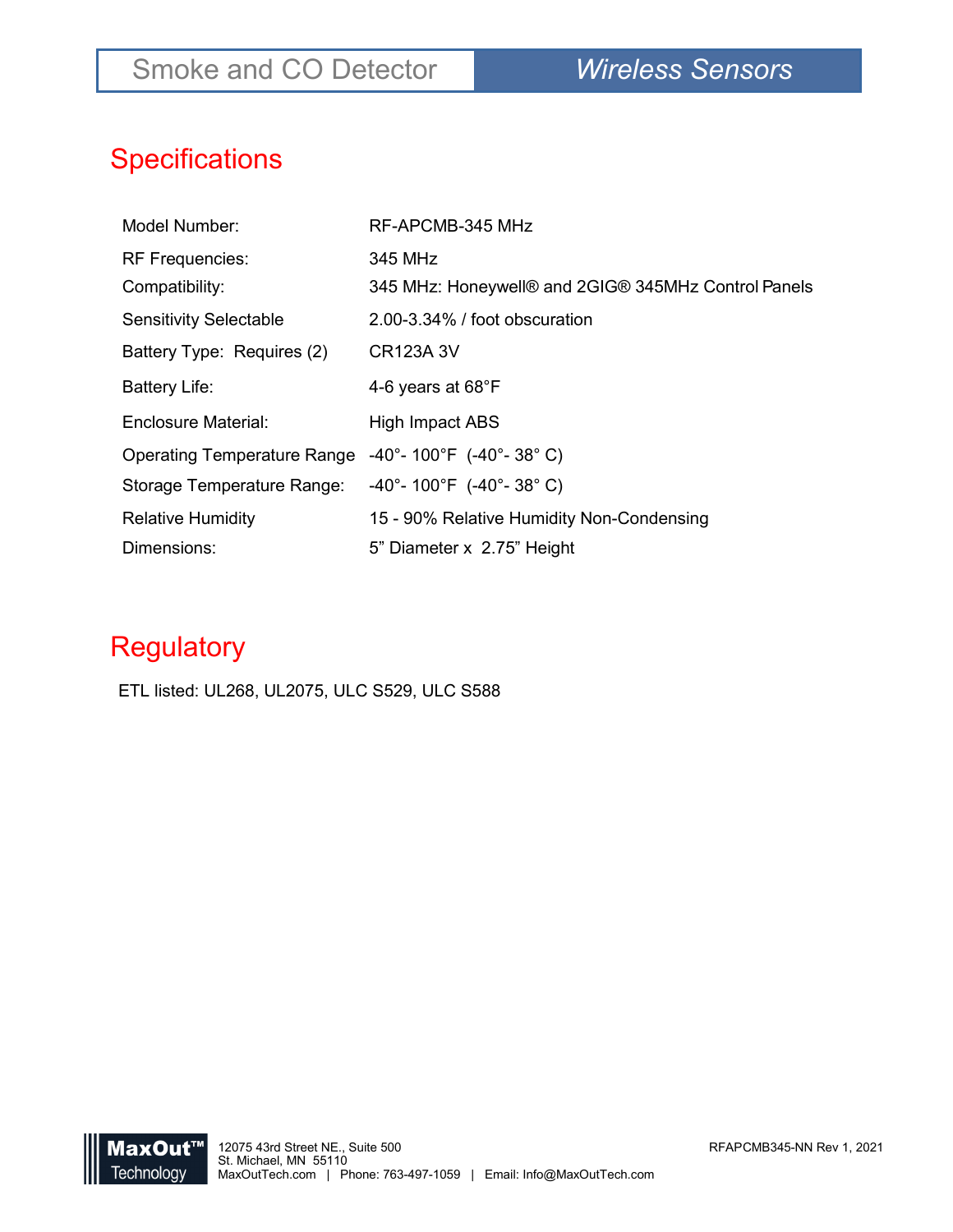## Specifications

| | |
|---|---|
| Model Number: | RF-APCMB-345 MHz |
| RF Frequencies: | 345 MHz |
| Compatibility: | 345 MHz: Honeywell® and 2GIG® 345MHz Control Panels |
| Sensitivity Selectable | 2.00-3.34% / foot obscuration |
| Battery Type: Requires (2) | CR123A 3V |
| Battery Life: | 4-6 years at 68°F |
| Enclosure Material: | High Impact ABS |
| Operating Temperature Range | -40°- 100°F (-40°- 38° C) |
| Storage Temperature Range: | -40°- 100°F (-40°- 38° C) |
| Relative Humidity | 15 - 90% Relative Humidity Non-Condensing |
| Dimensions: | 5” Diameter x 2.75” Height |

## Regulatory

ETL listed: UL268, UL2075, ULC S529, ULC S588